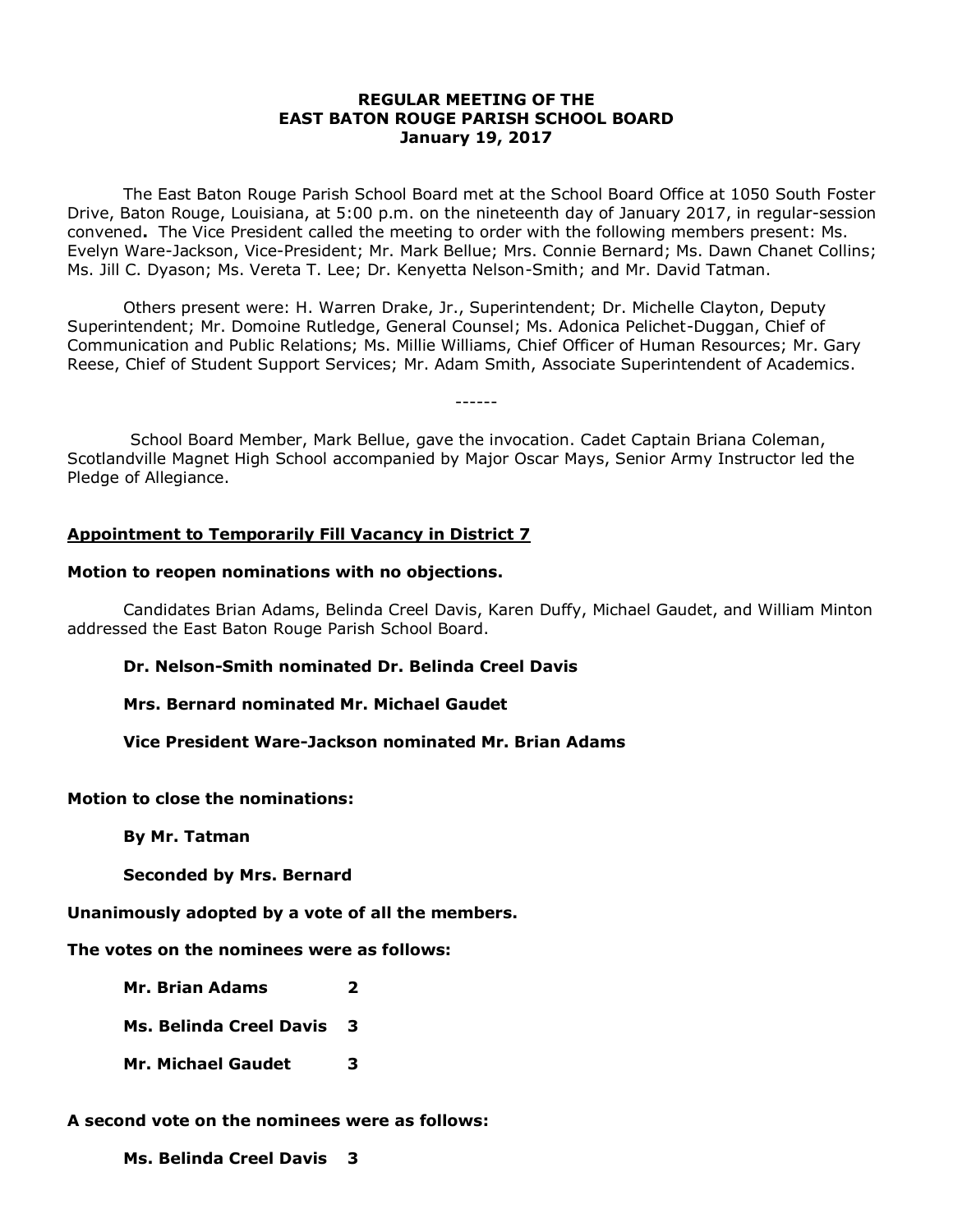# REGULAR MEETING OF THE
# EAST BATON ROUGE PARISH SCHOOL BOARD
# January 19, 2017

The East Baton Rouge Parish School Board met at the School Board Office at 1050 South Foster Drive, Baton Rouge, Louisiana, at 5:00 p.m. on the nineteenth day of January 2017, in regular-session convened**.** The Vice President called the meeting to order with the following members present: Ms. Evelyn Ware-Jackson, Vice-President; Mr. Mark Bellue; Mrs. Connie Bernard; Ms. Dawn Chanet Collins; Ms. Jill C. Dyason; Ms. Vereta T. Lee; Dr. Kenyetta Nelson-Smith; and Mr. David Tatman.

Others present were: H. Warren Drake, Jr., Superintendent; Dr. Michelle Clayton, Deputy Superintendent; Mr. Domoine Rutledge, General Counsel; Ms. Adonica Pelichet-Duggan, Chief of Communication and Public Relations; Ms. Millie Williams, Chief Officer of Human Resources; Mr. Gary Reese, Chief of Student Support Services; Mr. Adam Smith, Associate Superintendent of Academics.

------

School Board Member, Mark Bellue, gave the invocation. Cadet Captain Briana Coleman, Scotlandville Magnet High School accompanied by Major Oscar Mays, Senior Army Instructor led the Pledge of Allegiance.

**Appointment to Temporarily Fill Vacancy in District 7**

**Motion to reopen nominations with no objections.**

Candidates Brian Adams, Belinda Creel Davis, Karen Duffy, Michael Gaudet, and William Minton addressed the East Baton Rouge Parish School Board.

**Dr. Nelson-Smith nominated Dr. Belinda Creel Davis**

**Mrs. Bernard nominated Mr. Michael Gaudet**

**Vice President Ware-Jackson nominated Mr. Brian Adams**

**Motion to close the nominations:**

**By Mr. Tatman**

**Seconded by Mrs. Bernard**

**Unanimously adopted by a vote of all the members.**

**The votes on the nominees were as follows:**

**Mr. Brian Adams 2**

**Ms. Belinda Creel Davis 3**

**Mr. Michael Gaudet 3**

**A second vote on the nominees were as follows:**

**Ms. Belinda Creel Davis 3**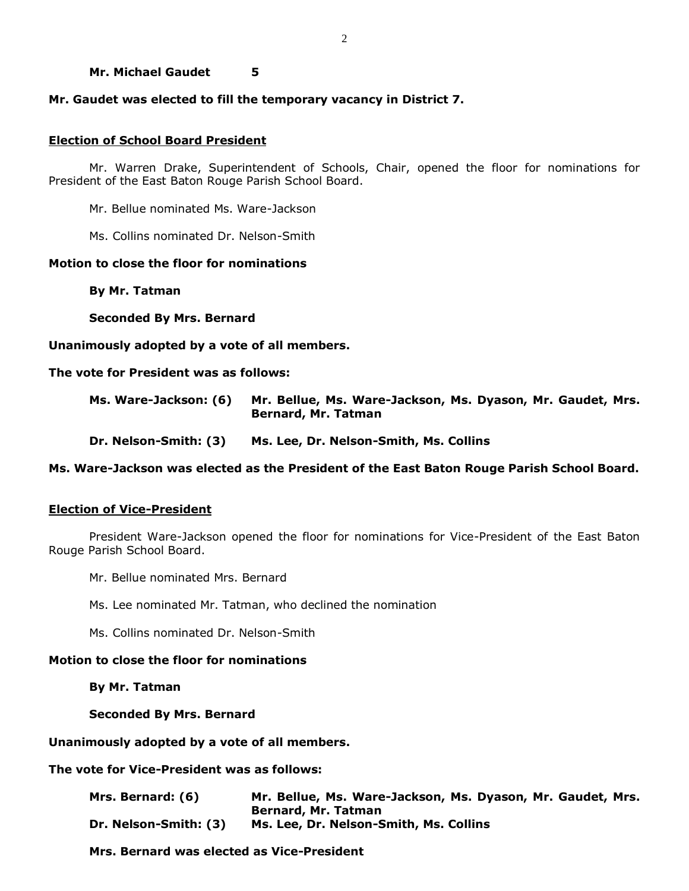**Mr. Michael Gaudet 5**

**Mr. Gaudet was elected to fill the temporary vacancy in District 7.**

**Election of School Board President**

Mr. Warren Drake, Superintendent of Schools, Chair, opened the floor for nominations for President of the East Baton Rouge Parish School Board.

Mr. Bellue nominated Ms. Ware-Jackson

Ms. Collins nominated Dr. Nelson-Smith

**Motion to close the floor for nominations**

**By Mr. Tatman**

**Seconded By Mrs. Bernard**

**Unanimously adopted by a vote of all members.**

**The vote for President was as follows:**

**Ms. Ware-Jackson: (6)** **Mr. Bellue, Ms. Ware-Jackson, Ms. Dyason, Mr. Gaudet, Mrs. Bernard, Mr. Tatman**

**Dr. Nelson-Smith: (3)** **Ms. Lee, Dr. Nelson-Smith, Ms. Collins**

**Ms. Ware-Jackson was elected as the President of the East Baton Rouge Parish School Board.**

**Election of Vice-President**

President Ware-Jackson opened the floor for nominations for Vice-President of the East Baton Rouge Parish School Board.

Mr. Bellue nominated Mrs. Bernard

Ms. Lee nominated Mr. Tatman, who declined the nomination

Ms. Collins nominated Dr. Nelson-Smith

**Motion to close the floor for nominations**

**By Mr. Tatman**

**Seconded By Mrs. Bernard**

**Unanimously adopted by a vote of all members.**

**The vote for Vice-President was as follows:**

**Mrs. Bernard: (6)** **Mr. Bellue, Ms. Ware-Jackson, Ms. Dyason, Mr. Gaudet, Mrs. Bernard, Mr. Tatman**

**Dr. Nelson-Smith: (3)** **Ms. Lee, Dr. Nelson-Smith, Ms. Collins**

**Mrs. Bernard was elected as Vice-President**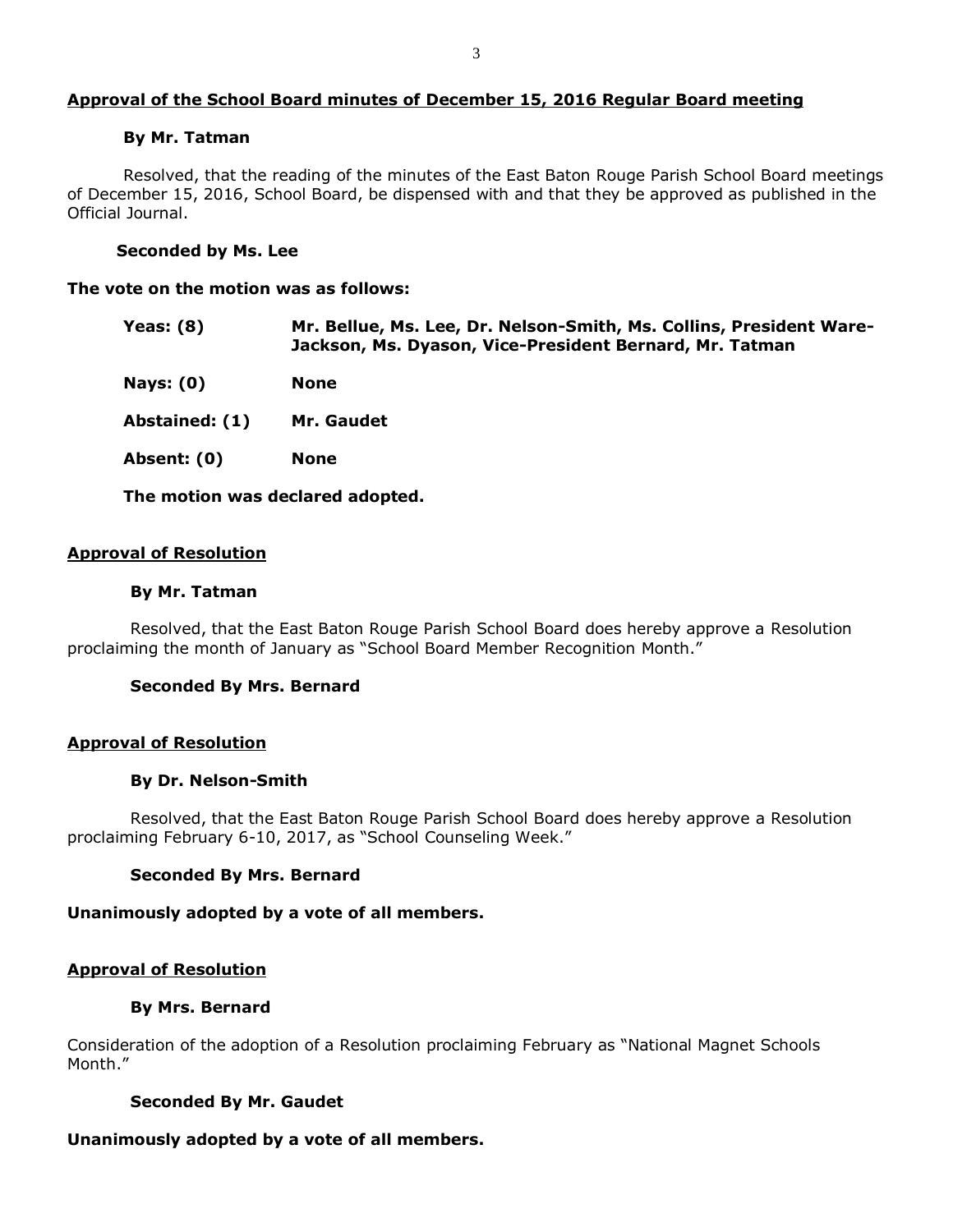**Approval of the School Board minutes of December 15, 2016 Regular Board meeting**

**By Mr. Tatman**

Resolved, that the reading of the minutes of the East Baton Rouge Parish School Board meetings of December 15, 2016, School Board, be dispensed with and that they be approved as published in the Official Journal.

**Seconded by Ms. Lee**

**The vote on the motion was as follows:**

| | |
|---|---|
| **Yeas: (8)** | **Mr. Bellue, Ms. Lee, Dr. Nelson-Smith, Ms. Collins, President Ware-Jackson, Ms. Dyason, Vice-President Bernard, Mr. Tatman** |
| **Nays: (0)** | **None** |
| **Abstained: (1)** | **Mr. Gaudet** |
| **Absent: (0)** | **None** |

**The motion was declared adopted.**

**Approval of Resolution**

**By Mr. Tatman**

Resolved, that the East Baton Rouge Parish School Board does hereby approve a Resolution proclaiming the month of January as "School Board Member Recognition Month."

**Seconded By Mrs. Bernard**

**Approval of Resolution**

**By Dr. Nelson-Smith**

Resolved, that the East Baton Rouge Parish School Board does hereby approve a Resolution proclaiming February 6-10, 2017, as "School Counseling Week."

**Seconded By Mrs. Bernard**

**Unanimously adopted by a vote of all members.**

**Approval of Resolution**

**By Mrs. Bernard**

Consideration of the adoption of a Resolution proclaiming February as "National Magnet Schools Month."

**Seconded By Mr. Gaudet**

**Unanimously adopted by a vote of all members.**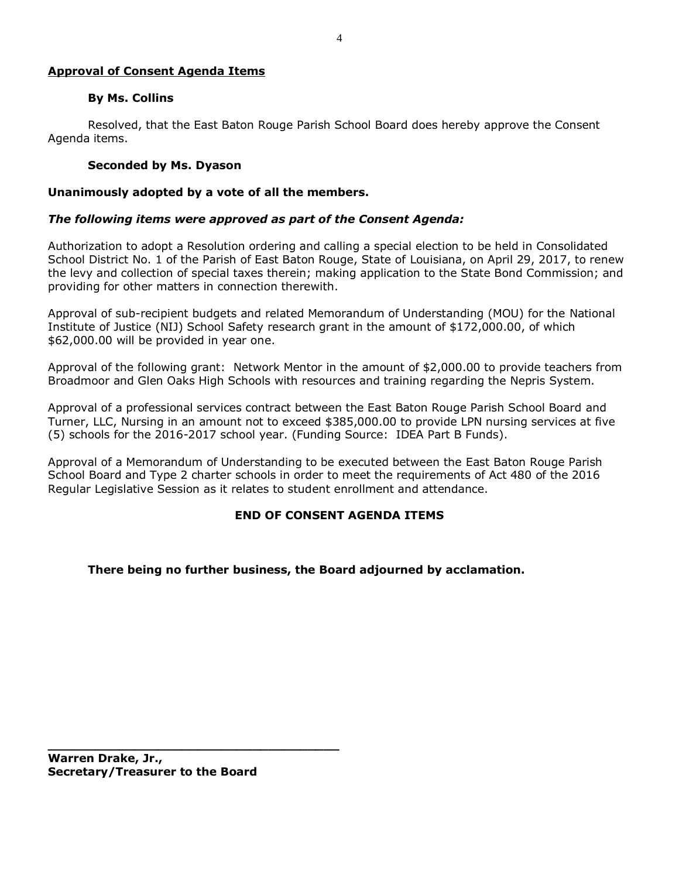**Approval of Consent Agenda Items**

**By Ms. Collins**

Resolved, that the East Baton Rouge Parish School Board does hereby approve the Consent Agenda items.

**Seconded by Ms. Dyason**

**Unanimously adopted by a vote of all the members.**

***The following items were approved as part of the Consent Agenda:***

Authorization to adopt a Resolution ordering and calling a special election to be held in Consolidated School District No. 1 of the Parish of East Baton Rouge, State of Louisiana, on April 29, 2017, to renew the levy and collection of special taxes therein; making application to the State Bond Commission; and providing for other matters in connection therewith.

Approval of sub-recipient budgets and related Memorandum of Understanding (MOU) for the National Institute of Justice (NIJ) School Safety research grant in the amount of $172,000.00, of which $62,000.00 will be provided in year one.

Approval of the following grant: Network Mentor in the amount of $2,000.00 to provide teachers from Broadmoor and Glen Oaks High Schools with resources and training regarding the Nepris System.

Approval of a professional services contract between the East Baton Rouge Parish School Board and Turner, LLC, Nursing in an amount not to exceed $385,000.00 to provide LPN nursing services at five (5) schools for the 2016-2017 school year. (Funding Source: IDEA Part B Funds).

Approval of a Memorandum of Understanding to be executed between the East Baton Rouge Parish School Board and Type 2 charter schools in order to meet the requirements of Act 480 of the 2016 Regular Legislative Session as it relates to student enrollment and attendance.

**END OF CONSENT AGENDA ITEMS**

**There being no further business, the Board adjourned by acclamation.**

\_\_\_\_\_\_\_\_\_\_\_\_\_\_\_\_\_\_\_\_\_\_\_\_\_\_\_\_\_\_\_\_\_\_\_\_\_\_\_

**Warren Drake, Jr.,**
**Secretary/Treasurer to the Board**